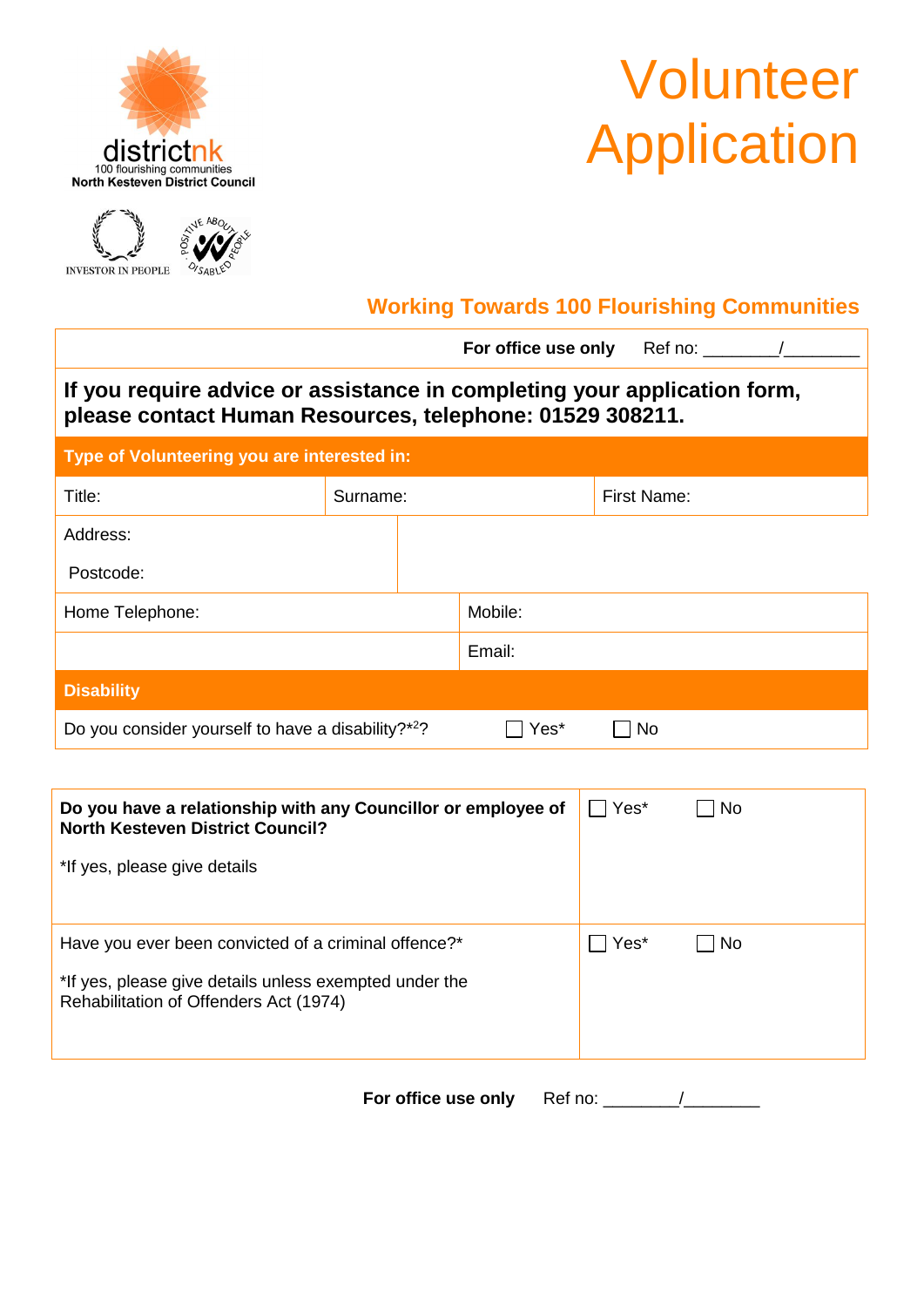districtnk
100 flourishing communities
North Kesteven District Council

INVESTOR IN PEOPLE

POSITIVE ABOUT DISABLED PEOPLE

# Volunteer Application

## Working Towards 100 Flourishing Communities

| | | |
|---|---|---|
| | **For office use only** Ref no: ________/________ | |
| **If you require advice or assistance in completing your application form, please contact Human Resources, telephone: 01529 308211.** | | |
| **Type of Volunteering you are interested in:** | | |
| Title: | Surname: | First Name: |
| Address: Postcode: | | |
| Home Telephone: | Mobile: | |
| | Email: | |
| **Disability** | | |
| Do you consider yourself to have a disability?*[2]? | ☐ Yes* | ☐ No |

| | |
|---|---|
| **Do you have a relationship with any Councillor or employee of North Kesteven District Council?** *If yes, please give details | ☐ Yes* ☐ No |
| Have you ever been convicted of a criminal offence?* *If yes, please give details unless exempted under the Rehabilitation of Offenders Act (1974) | ☐ Yes* ☐ No |

**For office use only** Ref no: ________/________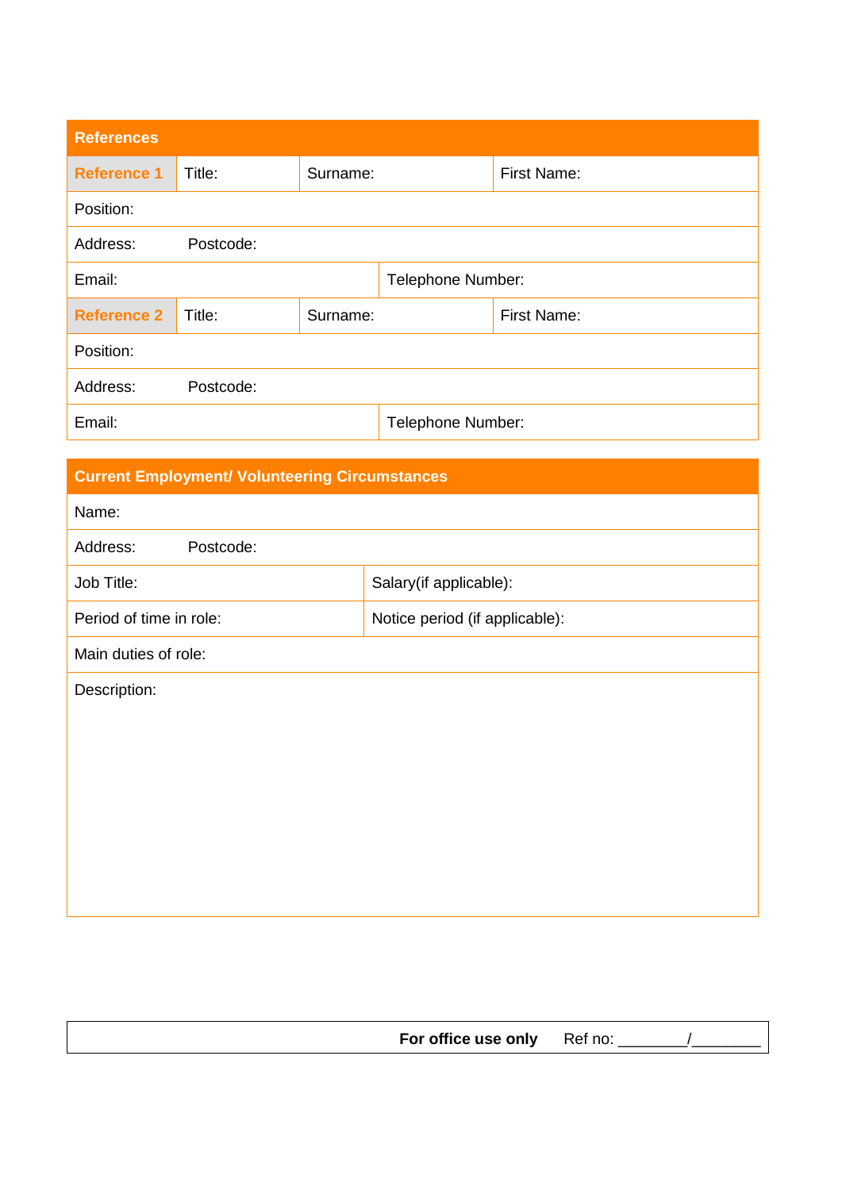## References

| Reference 1 | Title: | Surname: | First Name: |
|---|---|---|---|
| Position: | | | |
| Address: Postcode: | | | |
| Email: | | Telephone Number: | |
| **Reference 2** | Title: | Surname: | First Name: |
| Position: | | | |
| Address: Postcode: | | | |
| Email: | | Telephone Number: | |

## Current Employment/ Volunteering Circumstances

| Name: | |
|---|---|
| Address: Postcode: | |
| Job Title: | Salary(if applicable): |
| Period of time in role: | Notice period (if applicable): |
| Main duties of role: | |
| Description: | |

**For office use only** Ref no: ________/________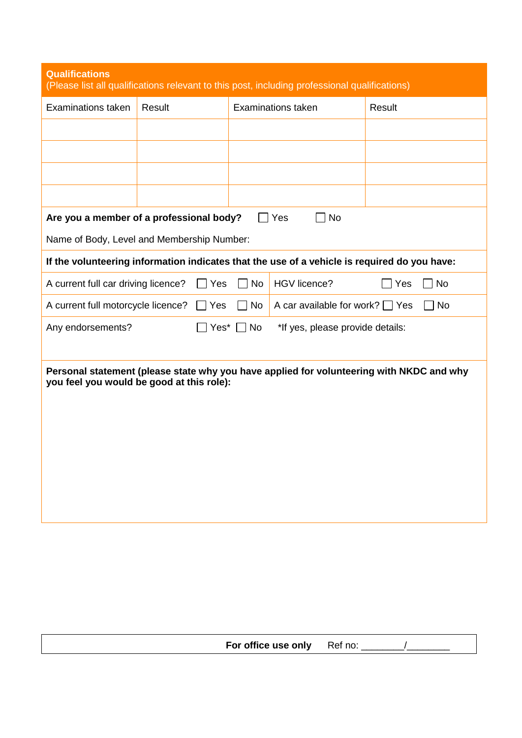## Qualifications

(Please list all qualifications relevant to this post, including professional qualifications)

| Examinations taken | Result | Examinations taken | Result |
|---|---|---|---|
| | | | |
| | | | |
| | | | |
| | | | |

**Are you a member of a professional body?** ☐ Yes ☐ No

Name of Body, Level and Membership Number:

**If the volunteering information indicates that the use of a vehicle is required do you have:**

| | | | |
|---|---|---|---|
| A current full car driving licence? | ☐ Yes ☐ No | HGV licence? | ☐ Yes ☐ No |
| A current full motorcycle licence? | ☐ Yes ☐ No | A car available for work? | ☐ Yes ☐ No |
| Any endorsements? | ☐ Yes* ☐ No | *If yes, please provide details: | |

**Personal statement (please state why you have applied for volunteering with NKDC and why you feel you would be good at this role):**

**For office use only** Ref no: ________/________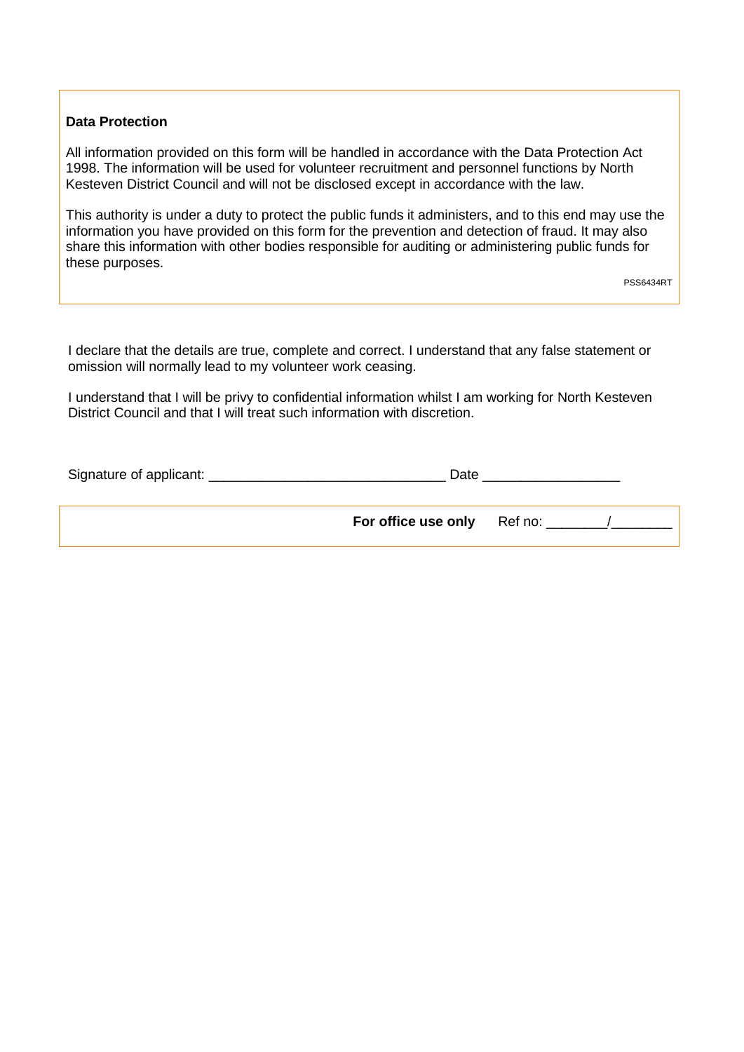**Data Protection**

All information provided on this form will be handled in accordance with the Data Protection Act 1998. The information will be used for volunteer recruitment and personnel functions by North Kesteven District Council and will not be disclosed except in accordance with the law.

This authority is under a duty to protect the public funds it administers, and to this end may use the information you have provided on this form for the prevention and detection of fraud. It may also share this information with other bodies responsible for auditing or administering public funds for these purposes.

PSS6434RT

I declare that the details are true, complete and correct. I understand that any false statement or omission will normally lead to my volunteer work ceasing.

I understand that I will be privy to confidential information whilst I am working for North Kesteven District Council and that I will treat such information with discretion.

Signature of applicant: ______________________________ Date _________________

**For office use only** Ref no: _______/_______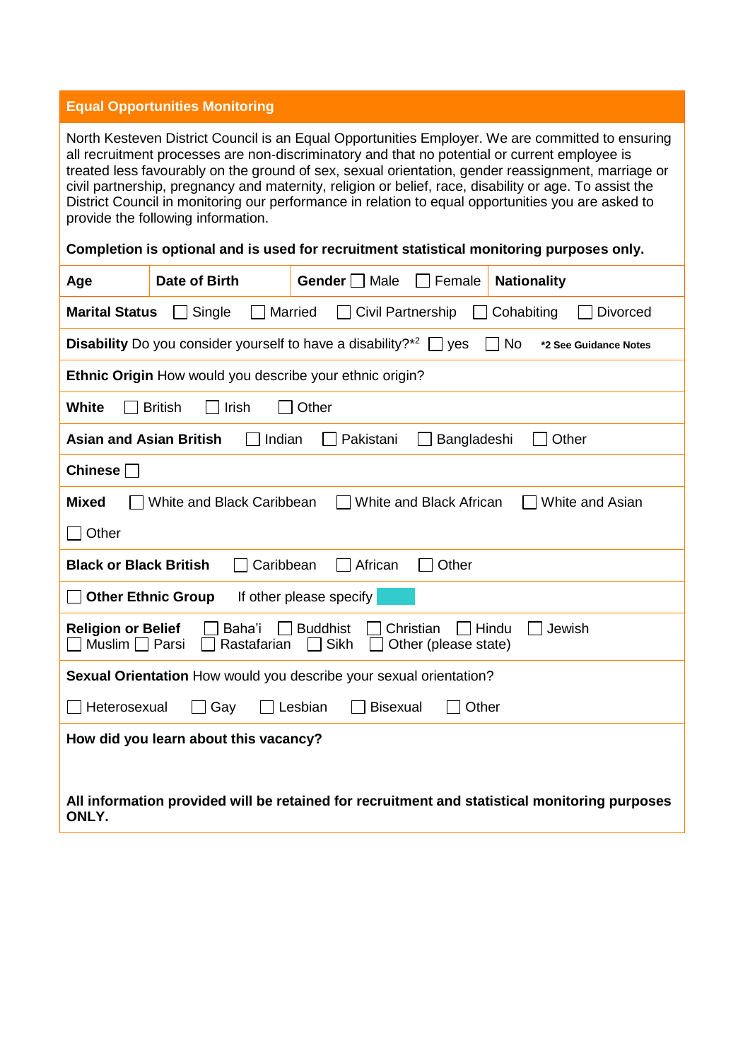## Equal Opportunities Monitoring

North Kesteven District Council is an Equal Opportunities Employer. We are committed to ensuring all recruitment processes are non-discriminatory and that no potential or current employee is treated less favourably on the ground of sex, sexual orientation, gender reassignment, marriage or civil partnership, pregnancy and maternity, religion or belief, race, disability or age. To assist the District Council in monitoring our performance in relation to equal opportunities you are asked to provide the following information.

**Completion is optional and is used for recruitment statistical monitoring purposes only.**

| | | | |
|---|---|---|---|
| **Age** | **Date of Birth** | **Gender** ☐ Male ☐ Female | **Nationality** |

**Marital Status** ☐ Single ☐ Married ☐ Civil Partnership ☐ Cohabiting ☐ Divorced

**Disability** Do you consider yourself to have a disability?*[2] ☐ yes ☐ No **\*2 See Guidance Notes**

**Ethnic Origin** How would you describe your ethnic origin?

**White** ☐ British ☐ Irish ☐ Other

**Asian and Asian British** ☐ Indian ☐ Pakistani ☐ Bangladeshi ☐ Other

**Chinese** ☐

**Mixed** ☐ White and Black Caribbean ☐ White and Black African ☐ White and Asian

☐ Other

**Black or Black British** ☐ Caribbean ☐ African ☐ Other

☐ **Other Ethnic Group** If other please specify

**Religion or Belief** ☐ Baha'i ☐ Buddhist ☐ Christian ☐ Hindu ☐ Jewish
☐ Muslim ☐ Parsi ☐ Rastafarian ☐ Sikh ☐ Other (please state)

**Sexual Orientation** How would you describe your sexual orientation?

☐ Heterosexual ☐ Gay ☐ Lesbian ☐ Bisexual ☐ Other

**How did you learn about this vacancy?**

**All information provided will be retained for recruitment and statistical monitoring purposes ONLY.**